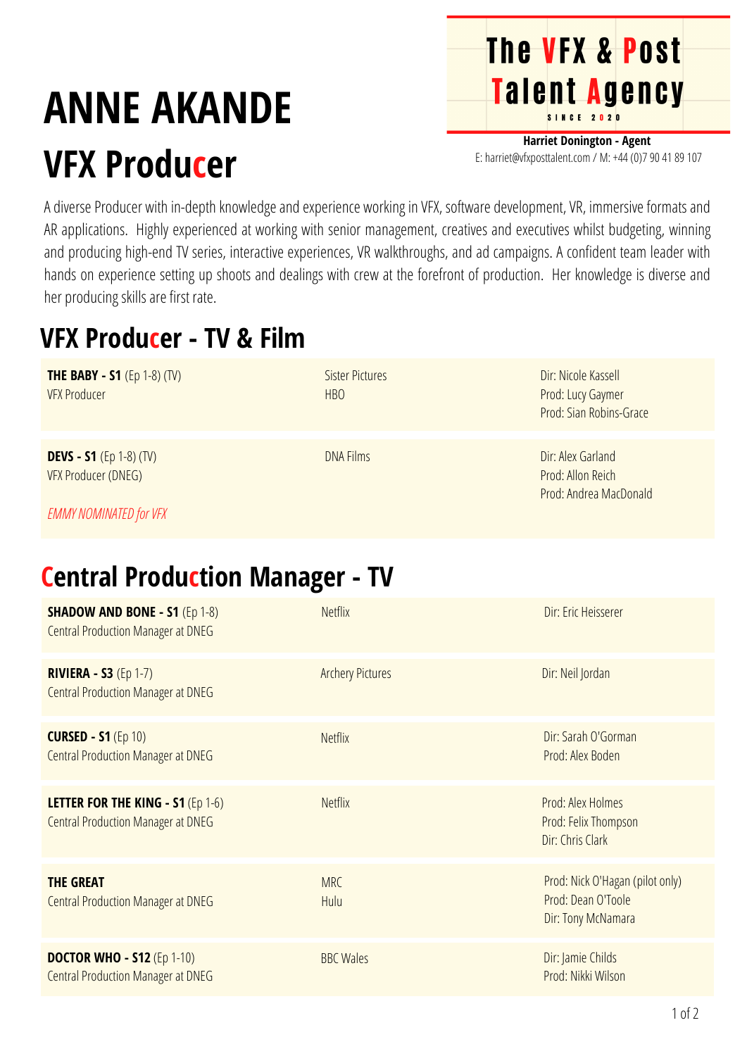# ANNE AKANDE

## VFX Producer

**The VFX & Post Talent Agency**
SINCE 2020

**Harriet Donington - Agent**
E: harriet@vfxposttalent.com / M: +44 (0)7 90 41 89 107

A diverse Producer with in-depth knowledge and experience working in VFX, software development, VR, immersive formats and AR applications. Highly experienced at working with senior management, creatives and executives whilst budgeting, winning and producing high-end TV series, interactive experiences, VR walkthroughs, and ad campaigns. A confident team leader with hands on experience setting up shoots and dealings with crew at the forefront of production. Her knowledge is diverse and her producing skills are first rate.

## VFX Producer - TV & Film

| | | |
|---|---|---|
| **THE BABY - S1** (Ep 1-8) (TV)<br>VFX Producer | Sister Pictures<br>HBO | Dir: Nicole Kassell<br>Prod: Lucy Gaymer<br>Prod: Sian Robins-Grace |
| **DEVS - S1** (Ep 1-8) (TV)<br>VFX Producer (DNEG)<br><br>*EMMY NOMINATED for VFX* | DNA Films | Dir: Alex Garland<br>Prod: Allon Reich<br>Prod: Andrea MacDonald |

## Central Production Manager - TV

| | | |
|---|---|---|
| **SHADOW AND BONE - S1** (Ep 1-8)<br>Central Production Manager at DNEG | Netflix | Dir: Eric Heisserer |
| **RIVIERA - S3** (Ep 1-7)<br>Central Production Manager at DNEG | Archery Pictures | Dir: Neil Jordan |
| **CURSED - S1** (Ep 10)<br>Central Production Manager at DNEG | Netflix | Dir: Sarah O'Gorman<br>Prod: Alex Boden |
| **LETTER FOR THE KING - S1** (Ep 1-6)<br>Central Production Manager at DNEG | Netflix | Prod: Alex Holmes<br>Prod: Felix Thompson<br>Dir: Chris Clark |
| **THE GREAT**<br>Central Production Manager at DNEG | MRC<br>Hulu | Prod: Nick O'Hagan (pilot only)<br>Prod: Dean O'Toole<br>Dir: Tony McNamara |
| **DOCTOR WHO - S12** (Ep 1-10)<br>Central Production Manager at DNEG | BBC Wales | Dir: Jamie Childs<br>Prod: Nikki Wilson |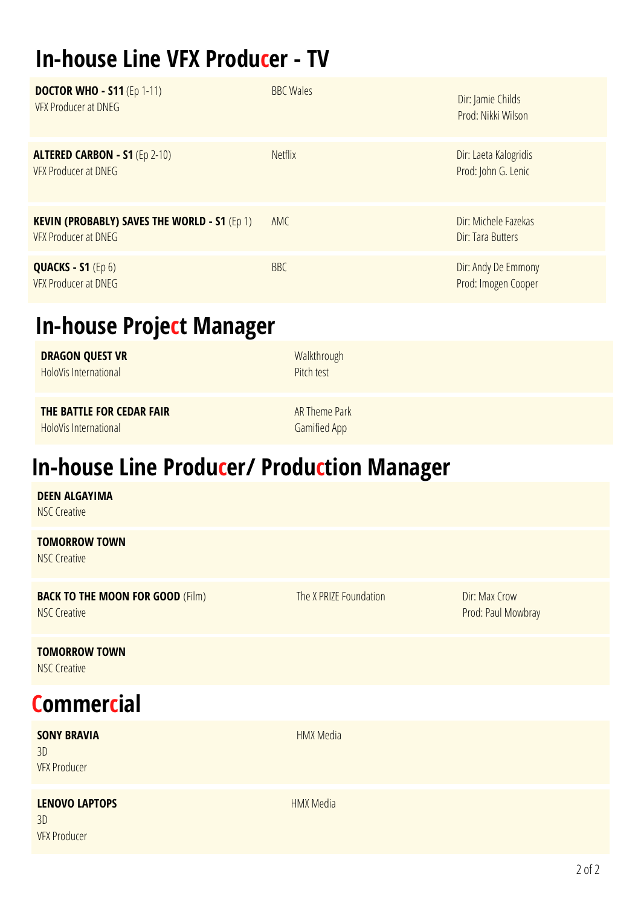## In-house Line VFX Producer - TV

| | | |
|---|---|---|
| **DOCTOR WHO - S11** (Ep 1-11)<br>VFX Producer at DNEG | BBC Wales | Dir: Jamie Childs<br>Prod: Nikki Wilson |
| **ALTERED CARBON - S1** (Ep 2-10)<br>VFX Producer at DNEG | Netflix | Dir: Laeta Kalogridis<br>Prod: John G. Lenic |
| **KEVIN (PROBABLY) SAVES THE WORLD - S1** (Ep 1)<br>VFX Producer at DNEG | AMC | Dir: Michele Fazekas<br>Dir: Tara Butters |
| **QUACKS - S1** (Ep 6)<br>VFX Producer at DNEG | BBC | Dir: Andy De Emmony<br>Prod: Imogen Cooper |

## In-house Project Manager

| | |
|---|---|
| **DRAGON QUEST VR**<br>HoloVis International | Walkthrough<br>Pitch test |
| **THE BATTLE FOR CEDAR FAIR**<br>HoloVis International | AR Theme Park<br>Gamified App |

## In-house Line Producer/ Production Manager

| | | |
|---|---|---|
| **DEEN ALGAYIMA**<br>NSC Creative | | |
| **TOMORROW TOWN**<br>NSC Creative | | |
| **BACK TO THE MOON FOR GOOD** (Film)<br>NSC Creative | The X PRIZE Foundation | Dir: Max Crow<br>Prod: Paul Mowbray |
| **TOMORROW TOWN**<br>NSC Creative | | |

## Commercial

| | |
|---|---|
| **SONY BRAVIA**<br>3D<br>VFX Producer | HMX Media |
| **LENOVO LAPTOPS**<br>3D<br>VFX Producer | HMX Media |